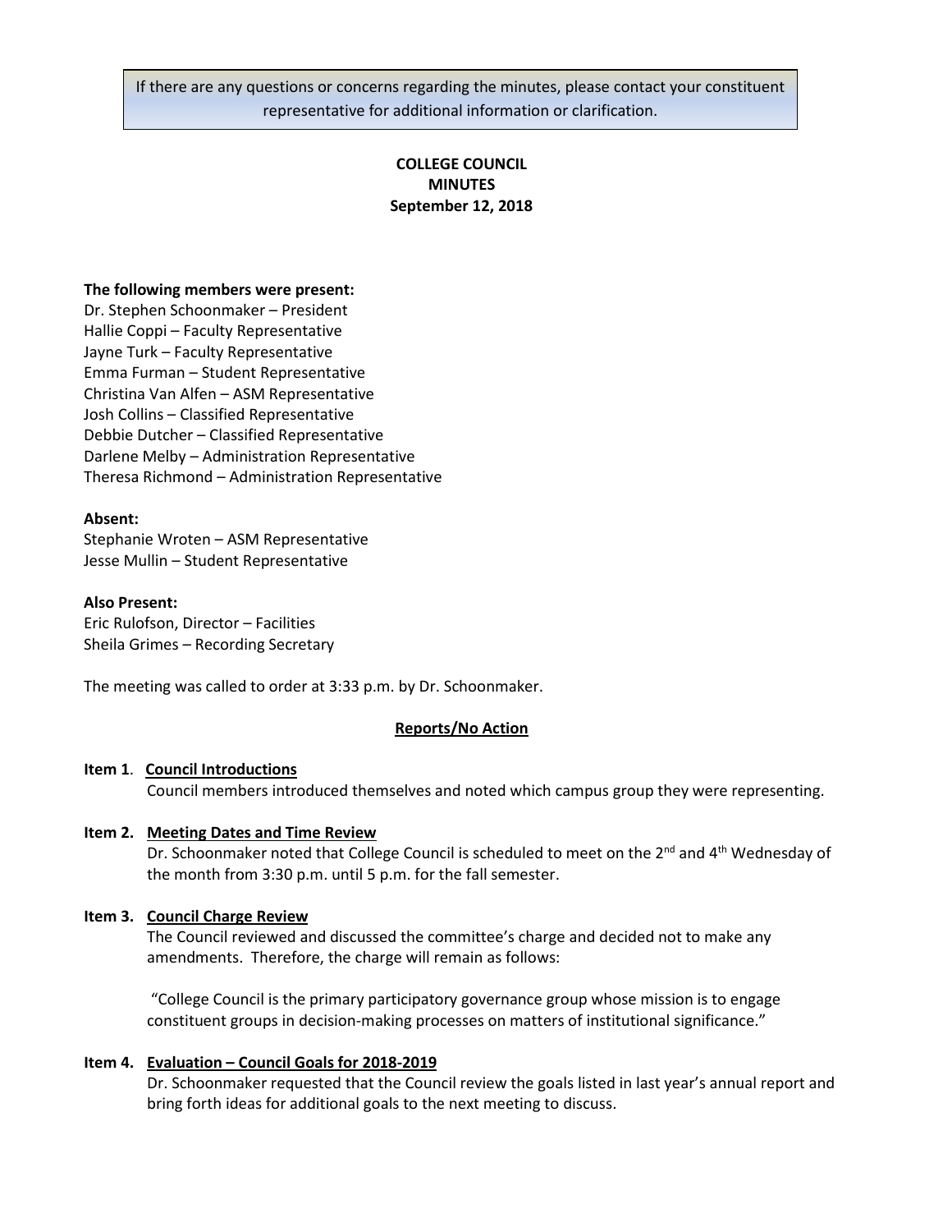If there are any questions or concerns regarding the minutes, please contact your constituent representative for additional information or clarification.

# COLLEGE COUNCIL
## MINUTES
**September 12, 2018**

**The following members were present:**
Dr. Stephen Schoonmaker – President
Hallie Coppi – Faculty Representative
Jayne Turk – Faculty Representative
Emma Furman – Student Representative
Christina Van Alfen – ASM Representative
Josh Collins – Classified Representative
Debbie Dutcher – Classified Representative
Darlene Melby – Administration Representative
Theresa Richmond – Administration Representative

**Absent:**
Stephanie Wroten – ASM Representative
Jesse Mullin – Student Representative

**Also Present:**
Eric Rulofson, Director – Facilities
Sheila Grimes – Recording Secretary

The meeting was called to order at 3:33 p.m. by Dr. Schoonmaker.

**Reports/No Action**

**Item 1. Council Introductions**
Council members introduced themselves and noted which campus group they were representing.

**Item 2. Meeting Dates and Time Review**
Dr. Schoonmaker noted that College Council is scheduled to meet on the 2nd and 4th Wednesday of the month from 3:30 p.m. until 5 p.m. for the fall semester.

**Item 3. Council Charge Review**
The Council reviewed and discussed the committee's charge and decided not to make any amendments. Therefore, the charge will remain as follows:

"College Council is the primary participatory governance group whose mission is to engage constituent groups in decision-making processes on matters of institutional significance."

**Item 4. Evaluation – Council Goals for 2018-2019**
Dr. Schoonmaker requested that the Council review the goals listed in last year's annual report and bring forth ideas for additional goals to the next meeting to discuss.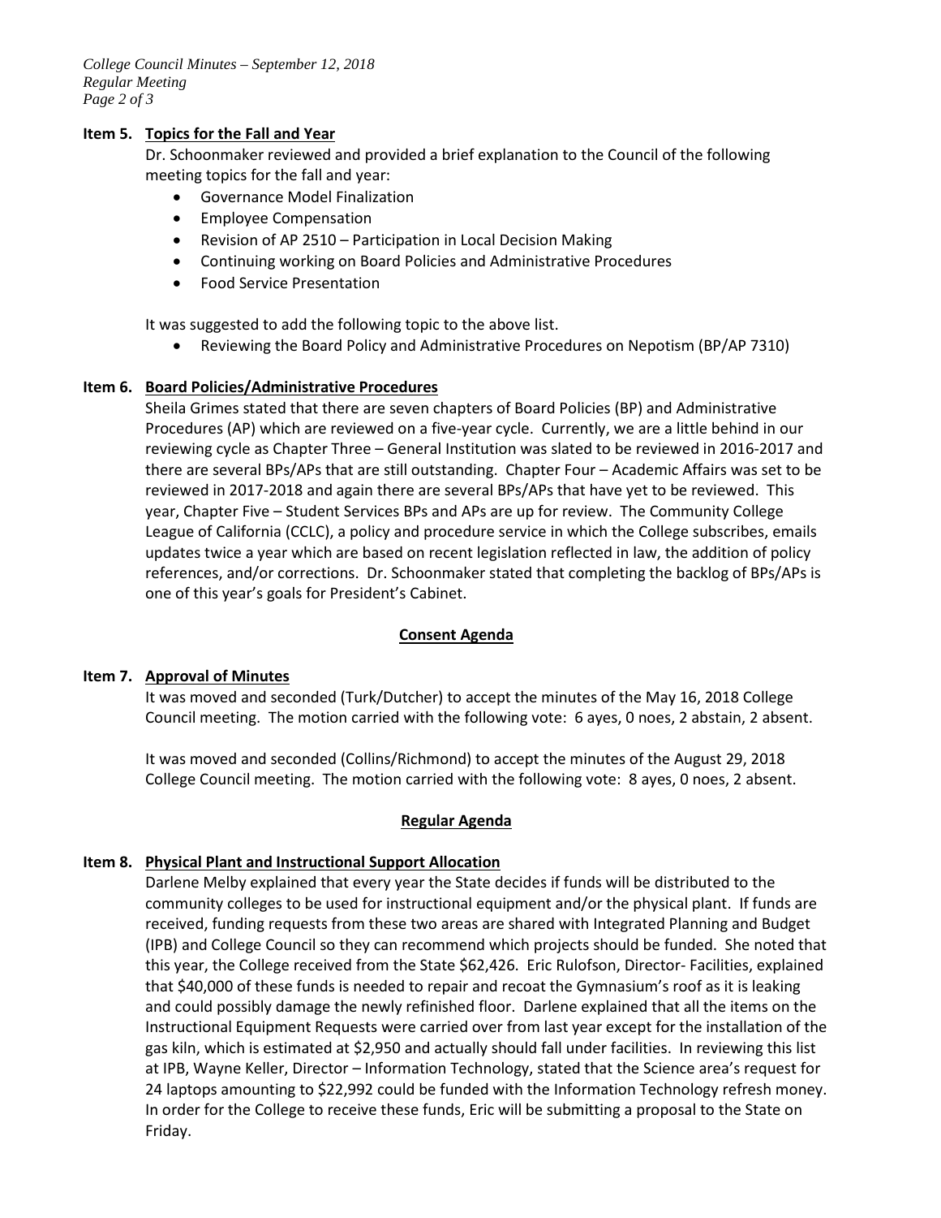### Item 5. Topics for the Fall and Year

Dr. Schoonmaker reviewed and provided a brief explanation to the Council of the following meeting topics for the fall and year:

- Governance Model Finalization
- Employee Compensation
- Revision of AP 2510 – Participation in Local Decision Making
- Continuing working on Board Policies and Administrative Procedures
- Food Service Presentation

It was suggested to add the following topic to the above list.

- Reviewing the Board Policy and Administrative Procedures on Nepotism (BP/AP 7310)

### Item 6. Board Policies/Administrative Procedures

Sheila Grimes stated that there are seven chapters of Board Policies (BP) and Administrative Procedures (AP) which are reviewed on a five-year cycle. Currently, we are a little behind in our reviewing cycle as Chapter Three – General Institution was slated to be reviewed in 2016-2017 and there are several BPs/APs that are still outstanding. Chapter Four – Academic Affairs was set to be reviewed in 2017-2018 and again there are several BPs/APs that have yet to be reviewed. This year, Chapter Five – Student Services BPs and APs are up for review. The Community College League of California (CCLC), a policy and procedure service in which the College subscribes, emails updates twice a year which are based on recent legislation reflected in law, the addition of policy references, and/or corrections. Dr. Schoonmaker stated that completing the backlog of BPs/APs is one of this year's goals for President's Cabinet.

## Consent Agenda

### Item 7. Approval of Minutes

It was moved and seconded (Turk/Dutcher) to accept the minutes of the May 16, 2018 College Council meeting. The motion carried with the following vote: 6 ayes, 0 noes, 2 abstain, 2 absent.

It was moved and seconded (Collins/Richmond) to accept the minutes of the August 29, 2018 College Council meeting. The motion carried with the following vote: 8 ayes, 0 noes, 2 absent.

## Regular Agenda

### Item 8. Physical Plant and Instructional Support Allocation

Darlene Melby explained that every year the State decides if funds will be distributed to the community colleges to be used for instructional equipment and/or the physical plant. If funds are received, funding requests from these two areas are shared with Integrated Planning and Budget (IPB) and College Council so they can recommend which projects should be funded. She noted that this year, the College received from the State $62,426. Eric Rulofson, Director- Facilities, explained that $40,000 of these funds is needed to repair and recoat the Gymnasium's roof as it is leaking and could possibly damage the newly refinished floor. Darlene explained that all the items on the Instructional Equipment Requests were carried over from last year except for the installation of the gas kiln, which is estimated at $2,950 and actually should fall under facilities. In reviewing this list at IPB, Wayne Keller, Director – Information Technology, stated that the Science area's request for 24 laptops amounting to $22,992 could be funded with the Information Technology refresh money. In order for the College to receive these funds, Eric will be submitting a proposal to the State on Friday.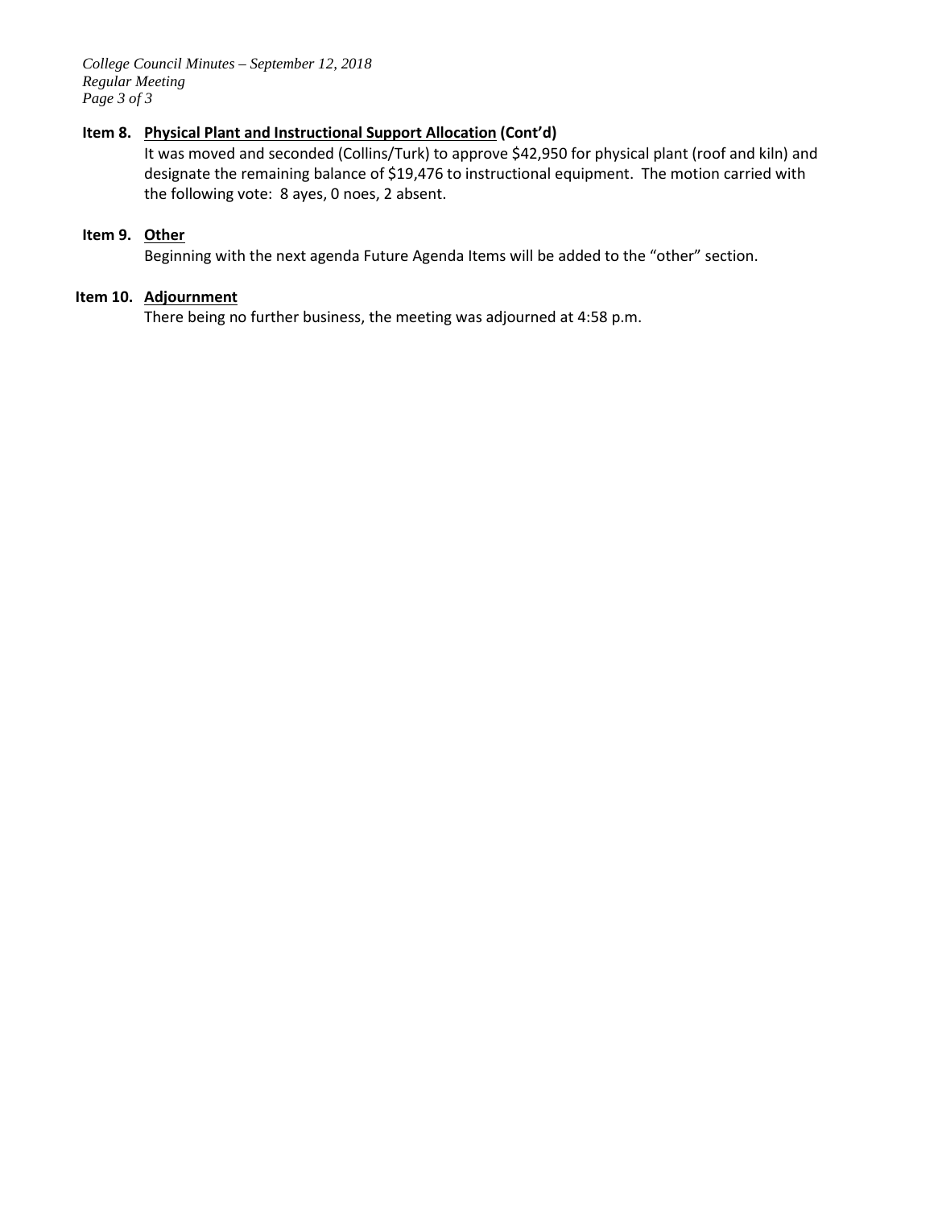**Item 8. Physical Plant and Instructional Support Allocation (Cont'd)**

It was moved and seconded (Collins/Turk) to approve $42,950 for physical plant (roof and kiln) and designate the remaining balance of $19,476 to instructional equipment. The motion carried with the following vote: 8 ayes, 0 noes, 2 absent.

**Item 9. Other**

Beginning with the next agenda Future Agenda Items will be added to the "other" section.

**Item 10. Adjournment**

There being no further business, the meeting was adjourned at 4:58 p.m.